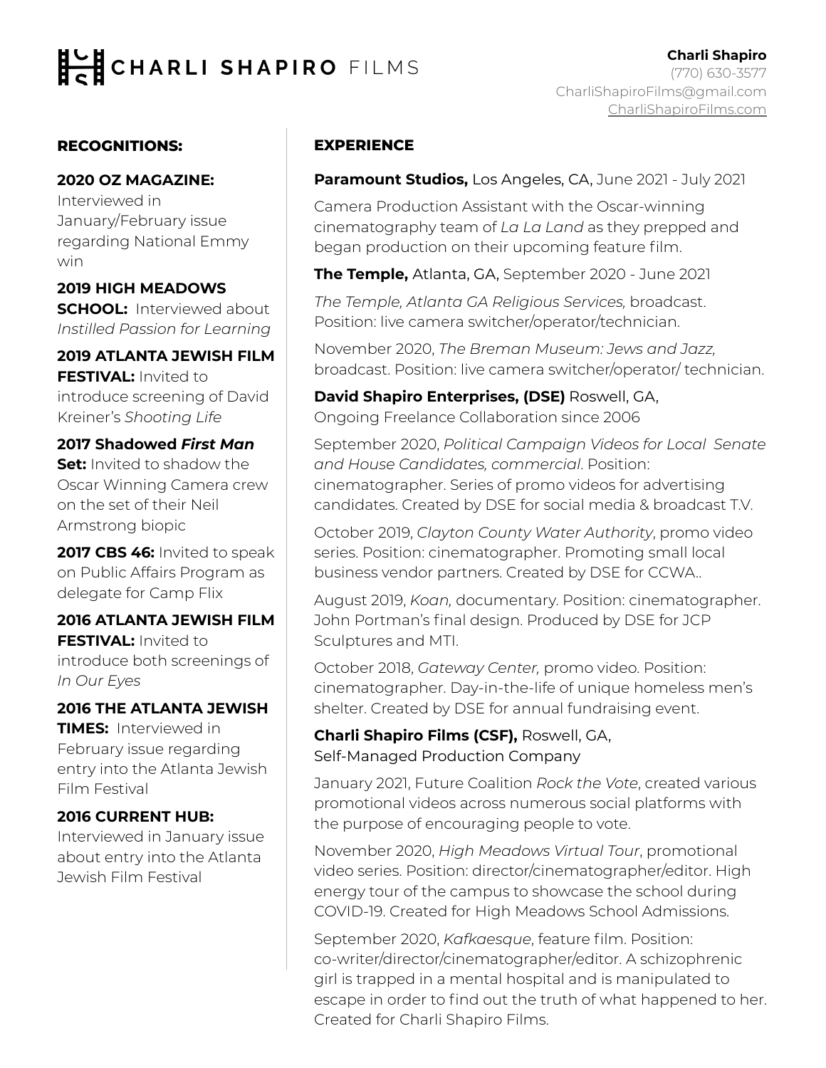# CHARLI SHAPIRO FILMS

**Charli Shapiro**
(770) 630-3577
CharliShapiroFilms@gmail.com
CharliShapiroFilms.com

## RECOGNITIONS:

**2020 OZ MAGAZINE:** Interviewed in January/February issue regarding National Emmy win

**2019 HIGH MEADOWS SCHOOL:** Interviewed about *Instilled Passion for Learning*

**2019 ATLANTA JEWISH FILM FESTIVAL:** Invited to introduce screening of David Kreiner's *Shooting Life*

**2017 Shadowed *First Man* Set:** Invited to shadow the Oscar Winning Camera crew on the set of their Neil Armstrong biopic

**2017 CBS 46:** Invited to speak on Public Affairs Program as delegate for Camp Flix

**2016 ATLANTA JEWISH FILM FESTIVAL:** Invited to introduce both screenings of *In Our Eyes*

**2016 THE ATLANTA JEWISH TIMES:** Interviewed in February issue regarding entry into the Atlanta Jewish Film Festival

**2016 CURRENT HUB:** Interviewed in January issue about entry into the Atlanta Jewish Film Festival

## EXPERIENCE

**Paramount Studios,** Los Angeles, CA, June 2021 - July 2021

Camera Production Assistant with the Oscar-winning cinematography team of *La La Land* as they prepped and began production on their upcoming feature film.

**The Temple,** Atlanta, GA, September 2020 - June 2021

*The Temple, Atlanta GA Religious Services,* broadcast. Position: live camera switcher/operator/technician.

November 2020, *The Breman Museum: Jews and Jazz,* broadcast. Position: live camera switcher/operator/ technician.

**David Shapiro Enterprises, (DSE)** Roswell, GA,
Ongoing Freelance Collaboration since 2006

September 2020, *Political Campaign Videos for Local Senate and House Candidates, commercial*. Position: cinematographer. Series of promo videos for advertising candidates. Created by DSE for social media & broadcast T.V.

October 2019, *Clayton County Water Authority*, promo video series. Position: cinematographer. Promoting small local business vendor partners. Created by DSE for CCWA..

August 2019, *Koan,* documentary. Position: cinematographer. John Portman's final design. Produced by DSE for JCP Sculptures and MTI.

October 2018, *Gateway Center,* promo video. Position: cinematographer. Day-in-the-life of unique homeless men's shelter. Created by DSE for annual fundraising event.

**Charli Shapiro Films (CSF),** Roswell, GA,
Self-Managed Production Company

January 2021, Future Coalition *Rock the Vote*, created various promotional videos across numerous social platforms with the purpose of encouraging people to vote.

November 2020, *High Meadows Virtual Tour*, promotional video series. Position: director/cinematographer/editor. High energy tour of the campus to showcase the school during COVID-19. Created for High Meadows School Admissions.

September 2020, *Kafkaesque*, feature film. Position: co-writer/director/cinematographer/editor. A schizophrenic girl is trapped in a mental hospital and is manipulated to escape in order to find out the truth of what happened to her. Created for Charli Shapiro Films.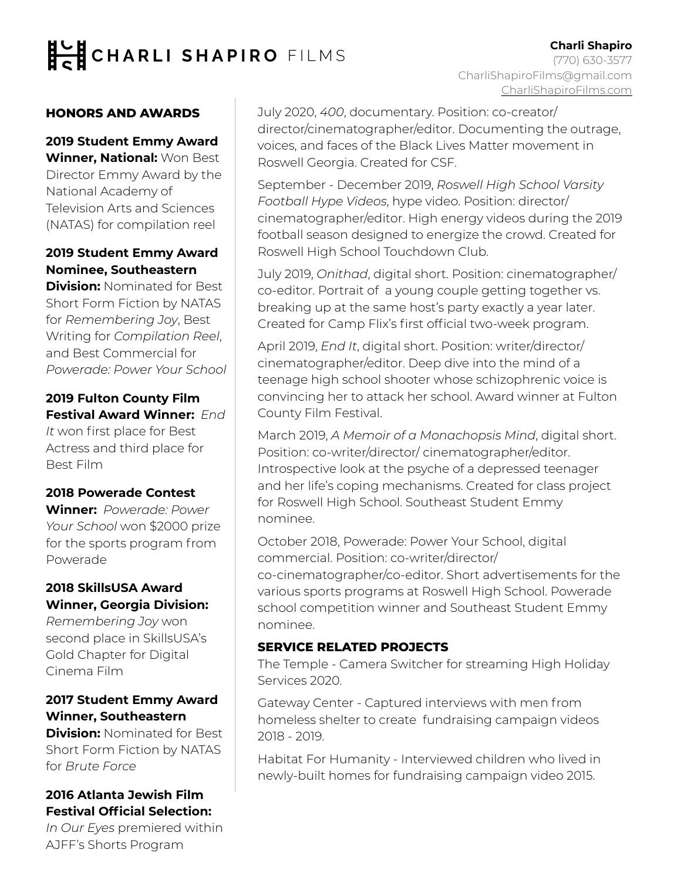# CHARLI SHAPIRO FILMS

**Charli Shapiro**
(770) 630-3577
CharliShapiroFilms@gmail.com
CharliShapiroFilms.com

## HONORS AND AWARDS

**2019 Student Emmy Award Winner, National:** Won Best Director Emmy Award by the National Academy of Television Arts and Sciences (NATAS) for compilation reel

**2019 Student Emmy Award Nominee, Southeastern Division:** Nominated for Best Short Form Fiction by NATAS for *Remembering Joy*, Best Writing for *Compilation Reel*, and Best Commercial for *Powerade: Power Your School*

**2019 Fulton County Film Festival Award Winner:** *End It* won first place for Best Actress and third place for Best Film

**2018 Powerade Contest Winner:** *Powerade: Power Your School* won $2000 prize for the sports program from Powerade

**2018 SkillsUSA Award Winner, Georgia Division:** *Remembering Joy* won second place in SkillsUSA's Gold Chapter for Digital Cinema Film

**2017 Student Emmy Award Winner, Southeastern Division:** Nominated for Best Short Form Fiction by NATAS for *Brute Force*

**2016 Atlanta Jewish Film Festival Official Selection:** *In Our Eyes* premiered within AJFF's Shorts Program

July 2020, *400*, documentary. Position: co-creator/ director/cinematographer/editor. Documenting the outrage, voices, and faces of the Black Lives Matter movement in Roswell Georgia. Created for CSF.

September - December 2019, *Roswell High School Varsity Football Hype Videos*, hype video. Position: director/ cinematographer/editor. High energy videos during the 2019 football season designed to energize the crowd. Created for Roswell High School Touchdown Club.

July 2019, *Onithad*, digital short. Position: cinematographer/ co-editor. Portrait of a young couple getting together vs. breaking up at the same host's party exactly a year later. Created for Camp Flix's first official two-week program.

April 2019, *End It*, digital short. Position: writer/director/ cinematographer/editor. Deep dive into the mind of a teenage high school shooter whose schizophrenic voice is convincing her to attack her school. Award winner at Fulton County Film Festival.

March 2019, *A Memoir of a Monachopsis Mind*, digital short. Position: co-writer/director/ cinematographer/editor. Introspective look at the psyche of a depressed teenager and her life's coping mechanisms. Created for class project for Roswell High School. Southeast Student Emmy nominee.

October 2018, Powerade: Power Your School, digital commercial. Position: co-writer/director/ co-cinematographer/co-editor. Short advertisements for the various sports programs at Roswell High School. Powerade school competition winner and Southeast Student Emmy nominee.

## SERVICE RELATED PROJECTS

The Temple - Camera Switcher for streaming High Holiday Services 2020.

Gateway Center - Captured interviews with men from homeless shelter to create fundraising campaign videos 2018 - 2019.

Habitat For Humanity - Interviewed children who lived in newly-built homes for fundraising campaign video 2015.